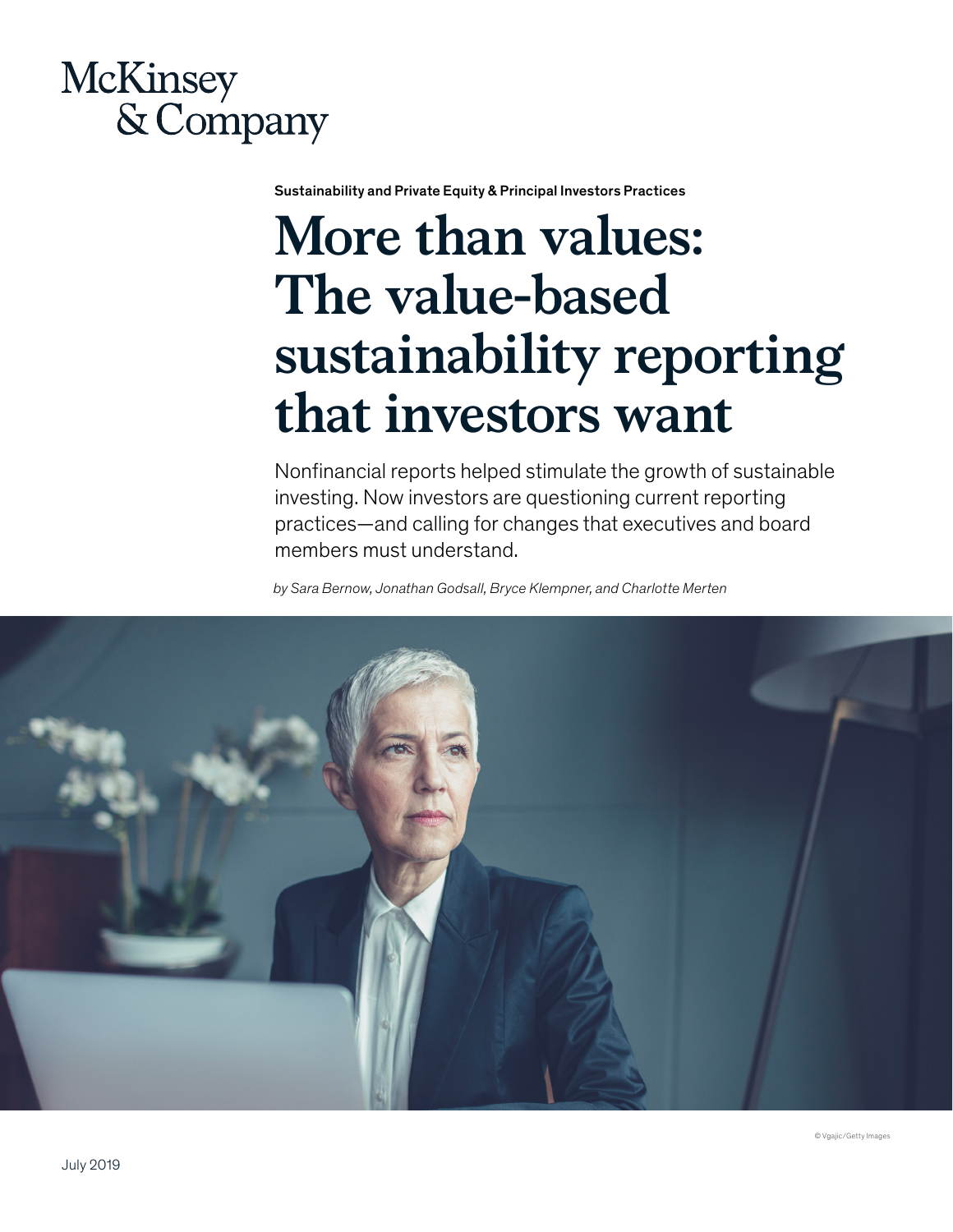McKinsey & Company

Sustainability and Private Equity & Principal Investors Practices

# More than values: The value-based sustainability reporting that investors want

Nonfinancial reports helped stimulate the growth of sustainable investing. Now investors are questioning current reporting practices—and calling for changes that executives and board members must understand.

*by Sara Bernow, Jonathan Godsall, Bryce Klempner, and Charlotte Merten*

© Vgajic/Getty Images

July 2019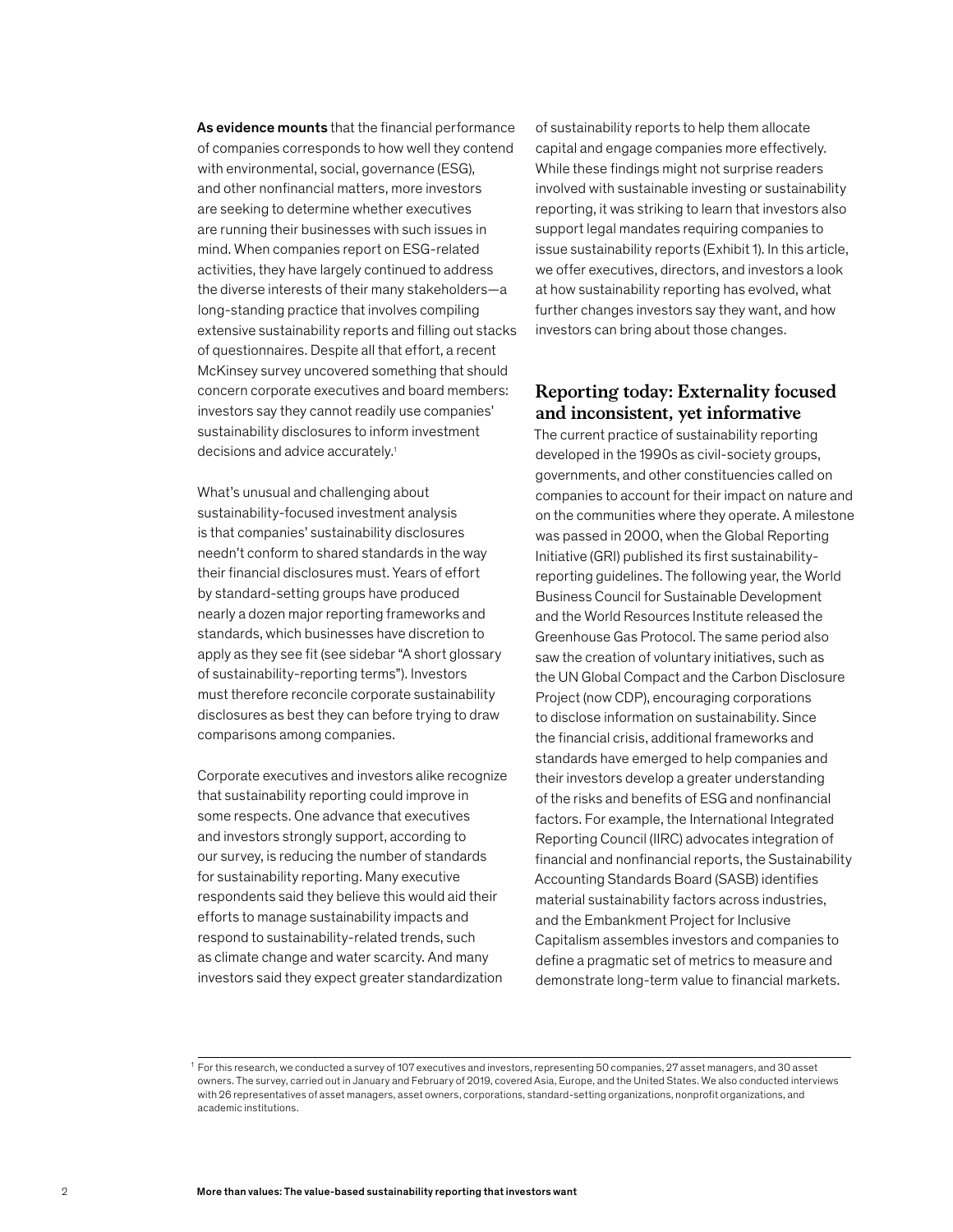**As evidence mounts** that the financial performance of companies corresponds to how well they contend with environmental, social, governance (ESG), and other nonfinancial matters, more investors are seeking to determine whether executives are running their businesses with such issues in mind. When companies report on ESG-related activities, they have largely continued to address the diverse interests of their many stakeholders—a long-standing practice that involves compiling extensive sustainability reports and filling out stacks of questionnaires. Despite all that effort, a recent McKinsey survey uncovered something that should concern corporate executives and board members: investors say they cannot readily use companies' sustainability disclosures to inform investment decisions and advice accurately.[1]

What's unusual and challenging about sustainability-focused investment analysis is that companies' sustainability disclosures needn't conform to shared standards in the way their financial disclosures must. Years of effort by standard-setting groups have produced nearly a dozen major reporting frameworks and standards, which businesses have discretion to apply as they see fit (see sidebar "A short glossary of sustainability-reporting terms"). Investors must therefore reconcile corporate sustainability disclosures as best they can before trying to draw comparisons among companies.

Corporate executives and investors alike recognize that sustainability reporting could improve in some respects. One advance that executives and investors strongly support, according to our survey, is reducing the number of standards for sustainability reporting. Many executive respondents said they believe this would aid their efforts to manage sustainability impacts and respond to sustainability-related trends, such as climate change and water scarcity. And many investors said they expect greater standardization of sustainability reports to help them allocate capital and engage companies more effectively. While these findings might not surprise readers involved with sustainable investing or sustainability reporting, it was striking to learn that investors also support legal mandates requiring companies to issue sustainability reports (Exhibit 1). In this article, we offer executives, directors, and investors a look at how sustainability reporting has evolved, what further changes investors say they want, and how investors can bring about those changes.

## Reporting today: Externality focused and inconsistent, yet informative

The current practice of sustainability reporting developed in the 1990s as civil-society groups, governments, and other constituencies called on companies to account for their impact on nature and on the communities where they operate. A milestone was passed in 2000, when the Global Reporting Initiative (GRI) published its first sustainability-reporting guidelines. The following year, the World Business Council for Sustainable Development and the World Resources Institute released the Greenhouse Gas Protocol. The same period also saw the creation of voluntary initiatives, such as the UN Global Compact and the Carbon Disclosure Project (now CDP), encouraging corporations to disclose information on sustainability. Since the financial crisis, additional frameworks and standards have emerged to help companies and their investors develop a greater understanding of the risks and benefits of ESG and nonfinancial factors. For example, the International Integrated Reporting Council (IIRC) advocates integration of financial and nonfinancial reports, the Sustainability Accounting Standards Board (SASB) identifies material sustainability factors across industries, and the Embankment Project for Inclusive Capitalism assembles investors and companies to define a pragmatic set of metrics to measure and demonstrate long-term value to financial markets.

[1] For this research, we conducted a survey of 107 executives and investors, representing 50 companies, 27 asset managers, and 30 asset owners. The survey, carried out in January and February of 2019, covered Asia, Europe, and the United States. We also conducted interviews with 26 representatives of asset managers, asset owners, corporations, standard-setting organizations, nonprofit organizations, and academic institutions.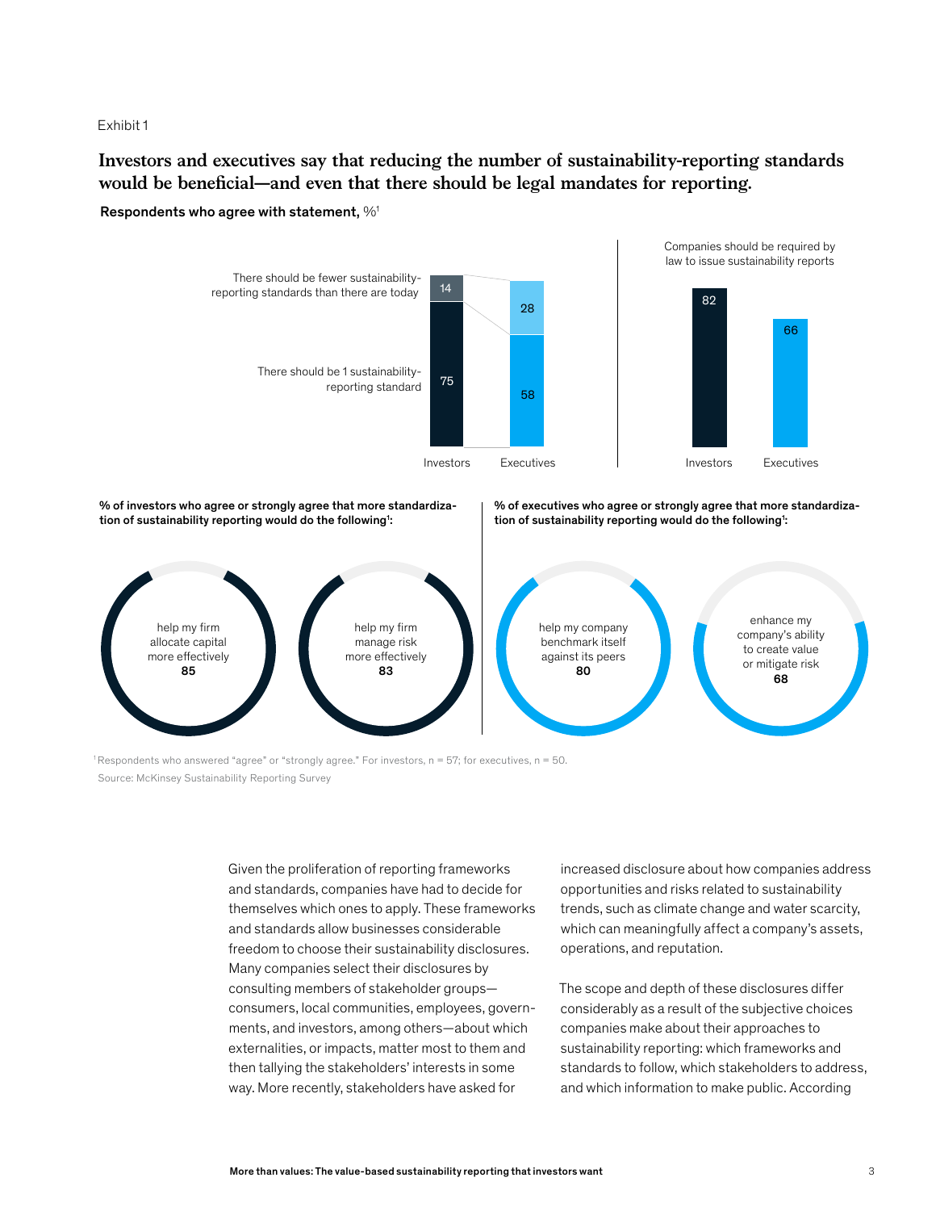Exhibit 1

## Investors and executives say that reducing the number of sustainability-reporting standards would be beneficial—and even that there should be legal mandates for reporting.

**Respondents who agree with statement,** %[1]

| | Investors | Executives |
|---|---|---|
| There should be fewer sustainability-reporting standards than there are today | 14 | 28 |
| There should be 1 sustainability-reporting standard | 75 | 58 |

| Companies should be required by law to issue sustainability reports | Investors | Executives |
|---|---|---|
| | 82 | 66 |

**% of investors who agree or strongly agree that more standardization of sustainability reporting would do the following[1]:**

- help my firm allocate capital more effectively **85**
- help my firm manage risk more effectively **83**

**% of executives who agree or strongly agree that more standardization of sustainability reporting would do the following[1]:**

- help my company benchmark itself against its peers **80**
- enhance my company's ability to create value or mitigate risk **68**

[1] Respondents who answered "agree" or "strongly agree." For investors, n = 57; for executives, n = 50.
Source: McKinsey Sustainability Reporting Survey

Given the proliferation of reporting frameworks and standards, companies have had to decide for themselves which ones to apply. These frameworks and standards allow businesses considerable freedom to choose their sustainability disclosures. Many companies select their disclosures by consulting members of stakeholder groups—consumers, local communities, employees, governments, and investors, among others—about which externalities, or impacts, matter most to them and then tallying the stakeholders' interests in some way. More recently, stakeholders have asked for increased disclosure about how companies address opportunities and risks related to sustainability trends, such as climate change and water scarcity, which can meaningfully affect a company's assets, operations, and reputation.

The scope and depth of these disclosures differ considerably as a result of the subjective choices companies make about their approaches to sustainability reporting: which frameworks and standards to follow, which stakeholders to address, and which information to make public. According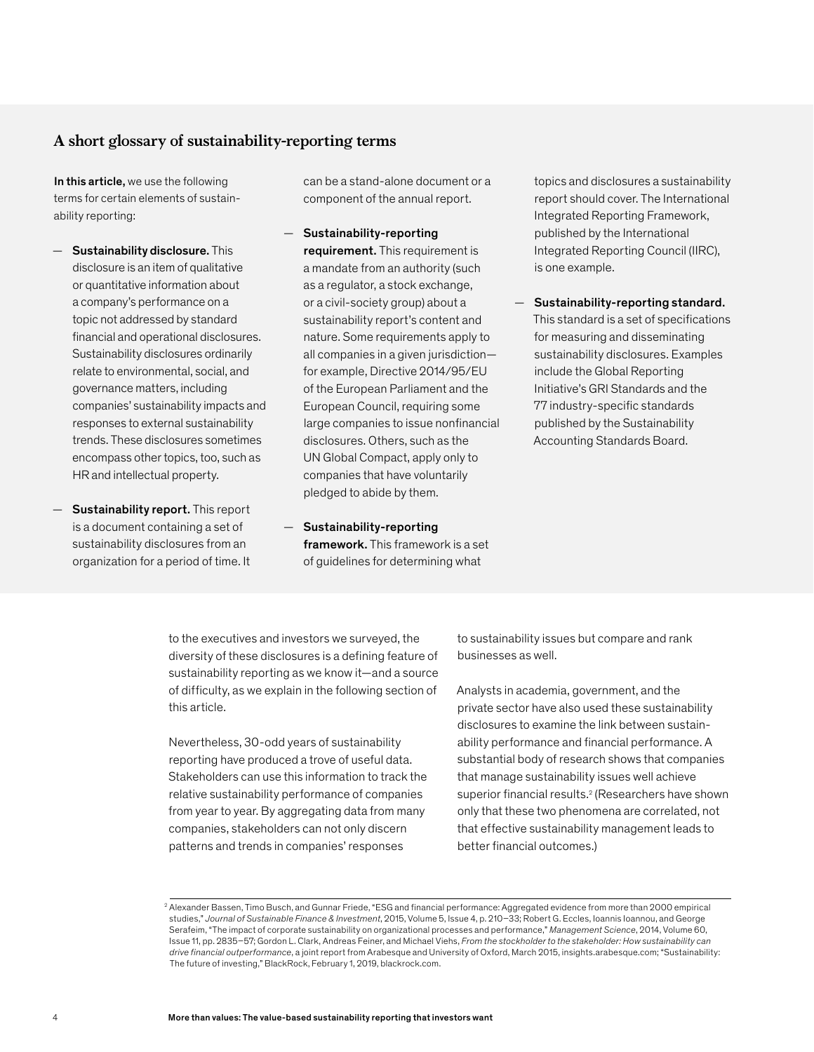## A short glossary of sustainability-reporting terms

**In this article,** we use the following terms for certain elements of sustainability reporting:

- **Sustainability disclosure.** This disclosure is an item of qualitative or quantitative information about a company's performance on a topic not addressed by standard financial and operational disclosures. Sustainability disclosures ordinarily relate to environmental, social, and governance matters, including companies' sustainability impacts and responses to external sustainability trends. These disclosures sometimes encompass other topics, too, such as HR and intellectual property.
- **Sustainability report.** This report is a document containing a set of sustainability disclosures from an organization for a period of time. It can be a stand-alone document or a component of the annual report.
- **Sustainability-reporting requirement.** This requirement is a mandate from an authority (such as a regulator, a stock exchange, or a civil-society group) about a sustainability report's content and nature. Some requirements apply to all companies in a given jurisdiction—for example, Directive 2014/95/EU of the European Parliament and the European Council, requiring some large companies to issue nonfinancial disclosures. Others, such as the UN Global Compact, apply only to companies that have voluntarily pledged to abide by them.
- **Sustainability-reporting framework.** This framework is a set of guidelines for determining what topics and disclosures a sustainability report should cover. The International Integrated Reporting Framework, published by the International Integrated Reporting Council (IIRC), is one example.
- **Sustainability-reporting standard.** This standard is a set of specifications for measuring and disseminating sustainability disclosures. Examples include the Global Reporting Initiative's GRI Standards and the 77 industry-specific standards published by the Sustainability Accounting Standards Board.

to the executives and investors we surveyed, the diversity of these disclosures is a defining feature of sustainability reporting as we know it—and a source of difficulty, as we explain in the following section of this article.

Nevertheless, 30-odd years of sustainability reporting have produced a trove of useful data. Stakeholders can use this information to track the relative sustainability performance of companies from year to year. By aggregating data from many companies, stakeholders can not only discern patterns and trends in companies' responses to sustainability issues but compare and rank businesses as well.

Analysts in academia, government, and the private sector have also used these sustainability disclosures to examine the link between sustainability performance and financial performance. A substantial body of research shows that companies that manage sustainability issues well achieve superior financial results.[2] (Researchers have shown only that these two phenomena are correlated, not that effective sustainability management leads to better financial outcomes.)

[2] Alexander Bassen, Timo Busch, and Gunnar Friede, "ESG and financial performance: Aggregated evidence from more than 2000 empirical studies," *Journal of Sustainable Finance & Investment*, 2015, Volume 5, Issue 4, p. 210–33; Robert G. Eccles, Ioannis Ioannou, and George Serafeim, "The impact of corporate sustainability on organizational processes and performance," *Management Science*, 2014, Volume 60, Issue 11, pp. 2835–57; Gordon L. Clark, Andreas Feiner, and Michael Viehs, *From the stockholder to the stakeholder: How sustainability can drive financial outperformance*, a joint report from Arabesque and University of Oxford, March 2015, insights.arabesque.com; "Sustainability: The future of investing," BlackRock, February 1, 2019, blackrock.com.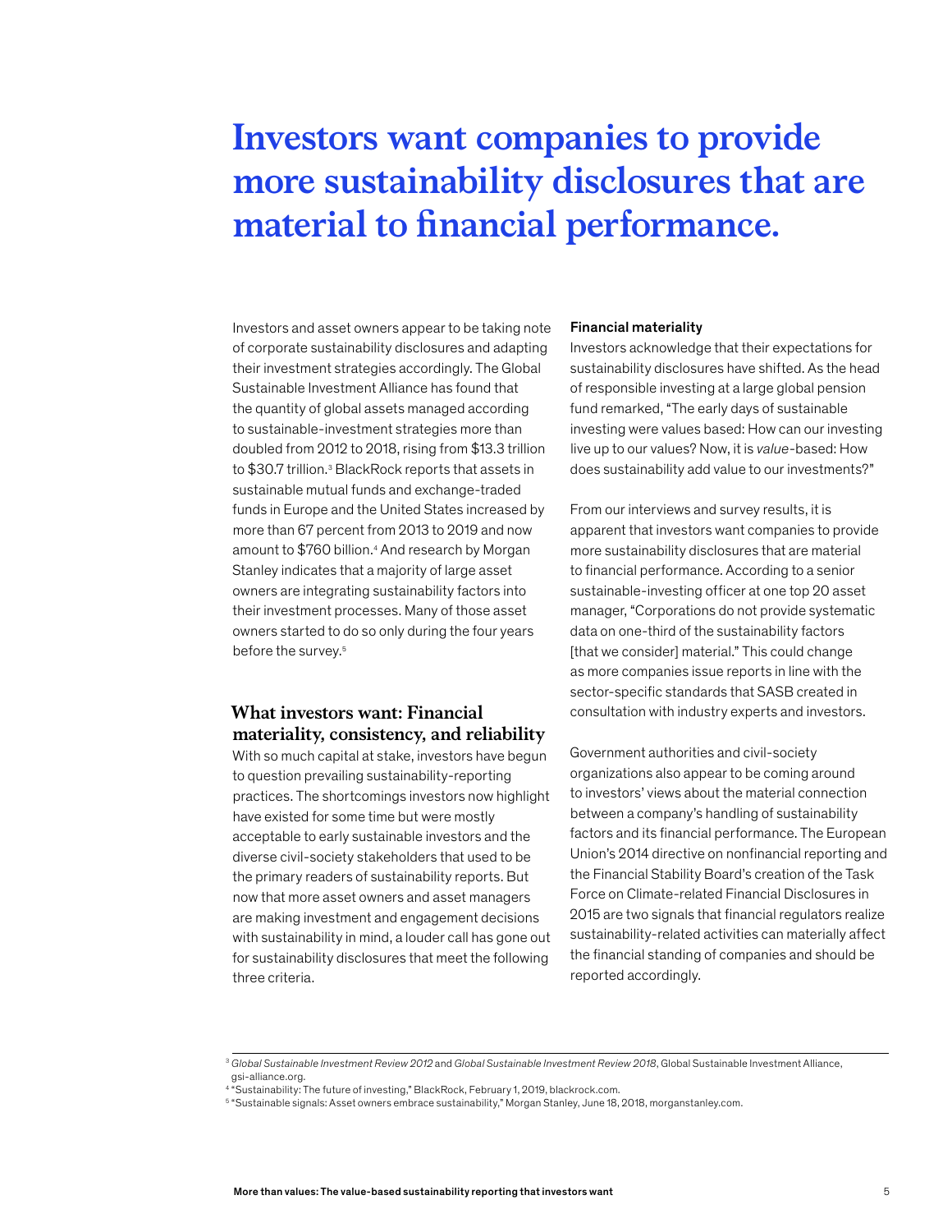# Investors want companies to provide more sustainability disclosures that are material to financial performance.

Investors and asset owners appear to be taking note of corporate sustainability disclosures and adapting their investment strategies accordingly. The Global Sustainable Investment Alliance has found that the quantity of global assets managed according to sustainable-investment strategies more than doubled from 2012 to 2018, rising from $13.3 trillion to $30.7 trillion.[3] BlackRock reports that assets in sustainable mutual funds and exchange-traded funds in Europe and the United States increased by more than 67 percent from 2013 to 2019 and now amount to $760 billion.[4] And research by Morgan Stanley indicates that a majority of large asset owners are integrating sustainability factors into their investment processes. Many of those asset owners started to do so only during the four years before the survey.[5]

## What investors want: Financial materiality, consistency, and reliability

With so much capital at stake, investors have begun to question prevailing sustainability-reporting practices. The shortcomings investors now highlight have existed for some time but were mostly acceptable to early sustainable investors and the diverse civil-society stakeholders that used to be the primary readers of sustainability reports. But now that more asset owners and asset managers are making investment and engagement decisions with sustainability in mind, a louder call has gone out for sustainability disclosures that meet the following three criteria.

**Financial materiality**

Investors acknowledge that their expectations for sustainability disclosures have shifted. As the head of responsible investing at a large global pension fund remarked, "The early days of sustainable investing were values based: How can our investing live up to our values? Now, it is *value*-based: How does sustainability add value to our investments?"

From our interviews and survey results, it is apparent that investors want companies to provide more sustainability disclosures that are material to financial performance. According to a senior sustainable-investing officer at one top 20 asset manager, "Corporations do not provide systematic data on one-third of the sustainability factors [that we consider] material." This could change as more companies issue reports in line with the sector-specific standards that SASB created in consultation with industry experts and investors.

Government authorities and civil-society organizations also appear to be coming around to investors' views about the material connection between a company's handling of sustainability factors and its financial performance. The European Union's 2014 directive on nonfinancial reporting and the Financial Stability Board's creation of the Task Force on Climate-related Financial Disclosures in 2015 are two signals that financial regulators realize sustainability-related activities can materially affect the financial standing of companies and should be reported accordingly.

---

[3] *Global Sustainable Investment Review 2012* and *Global Sustainable Investment Review 2018*, Global Sustainable Investment Alliance, gsi-alliance.org.

[4] "Sustainability: The future of investing," BlackRock, February 1, 2019, blackrock.com.

[5] "Sustainable signals: Asset owners embrace sustainability," Morgan Stanley, June 18, 2018, morganstanley.com.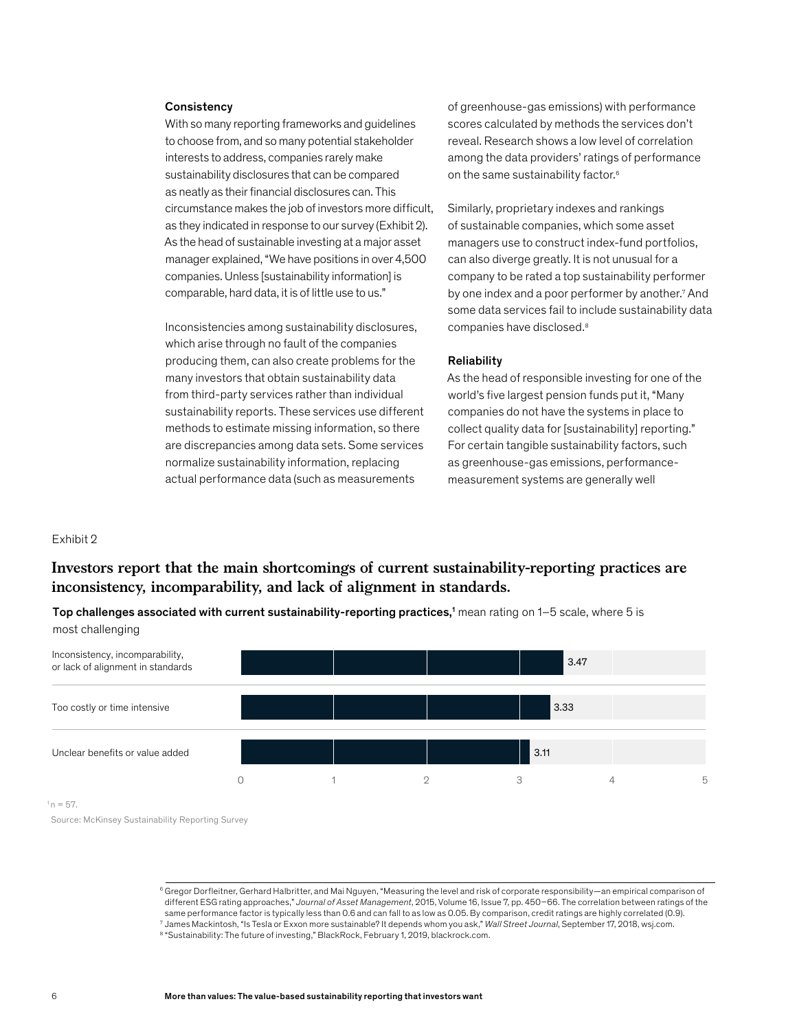### Consistency

With so many reporting frameworks and guidelines to choose from, and so many potential stakeholder interests to address, companies rarely make sustainability disclosures that can be compared as neatly as their financial disclosures can. This circumstance makes the job of investors more difficult, as they indicated in response to our survey (Exhibit 2). As the head of sustainable investing at a major asset manager explained, "We have positions in over 4,500 companies. Unless [sustainability information] is comparable, hard data, it is of little use to us."

Inconsistencies among sustainability disclosures, which arise through no fault of the companies producing them, can also create problems for the many investors that obtain sustainability data from third-party services rather than individual sustainability reports. These services use different methods to estimate missing information, so there are discrepancies among data sets. Some services normalize sustainability information, replacing actual performance data (such as measurements of greenhouse-gas emissions) with performance scores calculated by methods the services don't reveal. Research shows a low level of correlation among the data providers' ratings of performance on the same sustainability factor.[6]

Similarly, proprietary indexes and rankings of sustainable companies, which some asset managers use to construct index-fund portfolios, can also diverge greatly. It is not unusual for a company to be rated a top sustainability performer by one index and a poor performer by another.[7] And some data services fail to include sustainability data companies have disclosed.[8]

### Reliability

As the head of responsible investing for one of the world's five largest pension funds put it, "Many companies do not have the systems in place to collect quality data for [sustainability] reporting." For certain tangible sustainability factors, such as greenhouse-gas emissions, performance-measurement systems are generally well

Exhibit 2

## Investors report that the main shortcomings of current sustainability-reporting practices are inconsistency, incomparability, and lack of alignment in standards.

**Top challenges associated with current sustainability-reporting practices,[1]** mean rating on 1–5 scale, where 5 is most challenging

| Challenge | Mean rating |
|---|---|
| Inconsistency, incomparability, or lack of alignment in standards | 3.47 |
| Too costly or time intensive | 3.33 |
| Unclear benefits or value added | 3.11 |

[1] n = 57.

Source: McKinsey Sustainability Reporting Survey

---

[6] Gregor Dorfleitner, Gerhard Halbritter, and Mai Nguyen, "Measuring the level and risk of corporate responsibility—an empirical comparison of different ESG rating approaches," *Journal of Asset Management*, 2015, Volume 16, Issue 7, pp. 450–66. The correlation between ratings of the same performance factor is typically less than 0.6 and can fall to as low as 0.05. By comparison, credit ratings are highly correlated (0.9).

[7] James Mackintosh, "Is Tesla or Exxon more sustainable? It depends whom you ask," *Wall Street Journal*, September 17, 2018, wsj.com.

[8] "Sustainability: The future of investing," BlackRock, February 1, 2019, blackrock.com.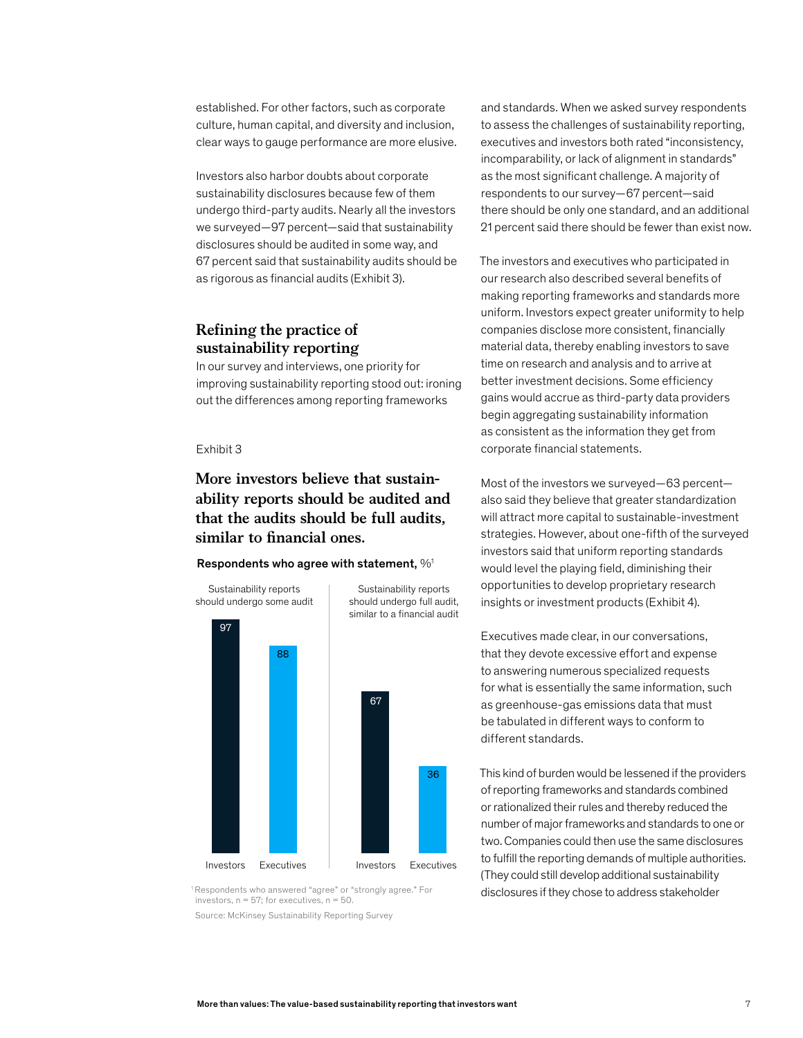established. For other factors, such as corporate culture, human capital, and diversity and inclusion, clear ways to gauge performance are more elusive.

Investors also harbor doubts about corporate sustainability disclosures because few of them undergo third-party audits. Nearly all the investors we surveyed—97 percent—said that sustainability disclosures should be audited in some way, and 67 percent said that sustainability audits should be as rigorous as financial audits (Exhibit 3).

## Refining the practice of sustainability reporting

In our survey and interviews, one priority for improving sustainability reporting stood out: ironing out the differences among reporting frameworks and standards. When we asked survey respondents to assess the challenges of sustainability reporting, executives and investors both rated "inconsistency, incomparability, or lack of alignment in standards" as the most significant challenge. A majority of respondents to our survey—67 percent—said there should be only one standard, and an additional 21 percent said there should be fewer than exist now.

Exhibit 3

### More investors believe that sustainability reports should be audited and that the audits should be full audits, similar to financial ones.

**Respondents who agree with statement, %[1]**

| | Investors | Executives |
|---|---|---|
| Sustainability reports should undergo some audit | 97 | 88 |
| Sustainability reports should undergo full audit, similar to a financial audit | 67 | 36 |

[1] Respondents who answered "agree" or "strongly agree." For investors, n = 57; for executives, n = 50.

Source: McKinsey Sustainability Reporting Survey

The investors and executives who participated in our research also described several benefits of making reporting frameworks and standards more uniform. Investors expect greater uniformity to help companies disclose more consistent, financially material data, thereby enabling investors to save time on research and analysis and to arrive at better investment decisions. Some efficiency gains would accrue as third-party data providers begin aggregating sustainability information as consistent as the information they get from corporate financial statements.

Most of the investors we surveyed—63 percent—also said they believe that greater standardization will attract more capital to sustainable-investment strategies. However, about one-fifth of the surveyed investors said that uniform reporting standards would level the playing field, diminishing their opportunities to develop proprietary research insights or investment products (Exhibit 4).

Executives made clear, in our conversations, that they devote excessive effort and expense to answering numerous specialized requests for what is essentially the same information, such as greenhouse-gas emissions data that must be tabulated in different ways to conform to different standards.

This kind of burden would be lessened if the providers of reporting frameworks and standards combined or rationalized their rules and thereby reduced the number of major frameworks and standards to one or two. Companies could then use the same disclosures to fulfill the reporting demands of multiple authorities. (They could still develop additional sustainability disclosures if they chose to address stakeholder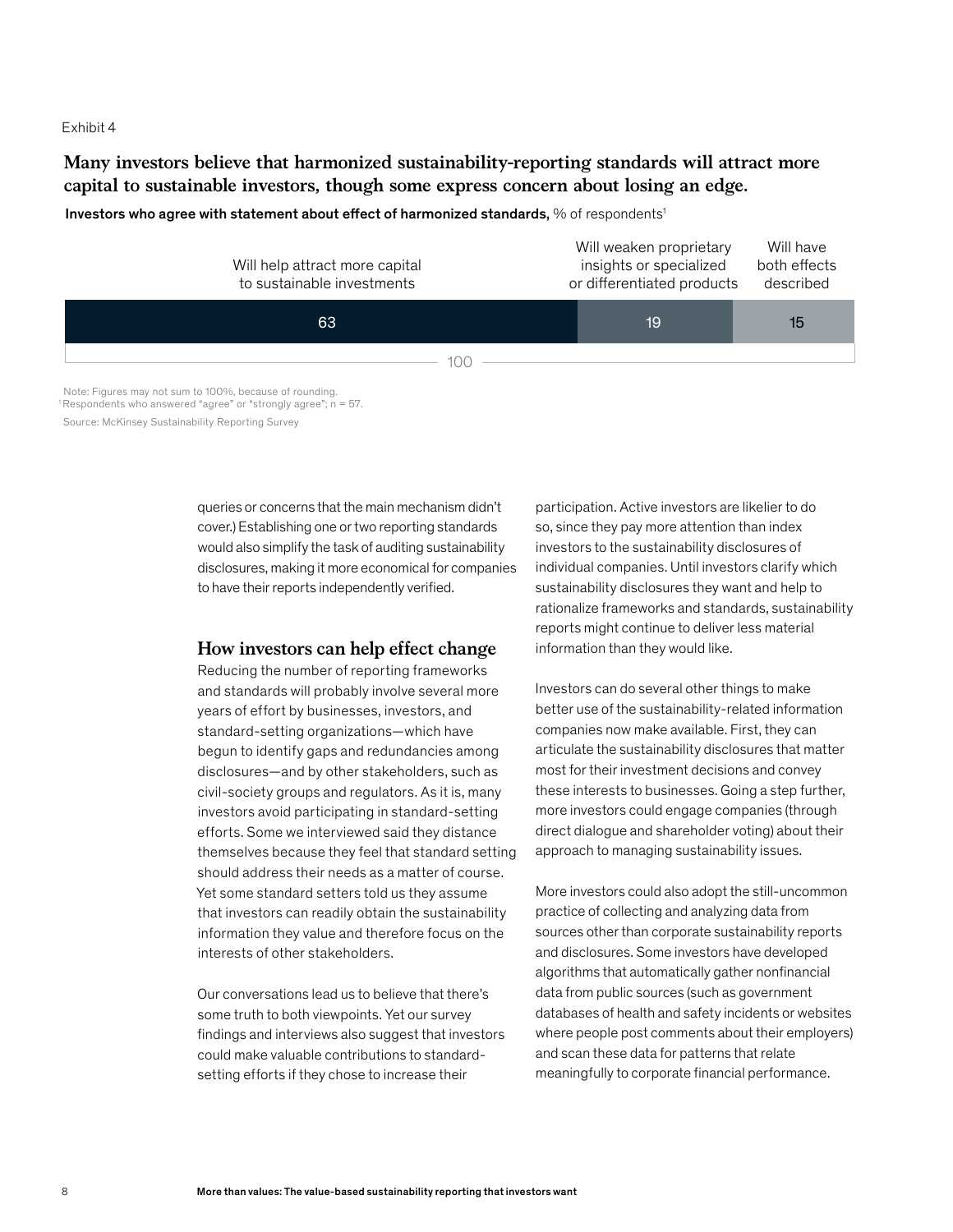Exhibit 4

**Many investors believe that harmonized sustainability-reporting standards will attract more capital to sustainable investors, though some express concern about losing an edge.**

**Investors who agree with statement about effect of harmonized standards,** % of respondents[1]

| Will help attract more capital to sustainable investments | Will weaken proprietary insights or specialized or differentiated products | Will have both effects described |
|---|---|---|
| 63 | 19 | 15 |

100

Note: Figures may not sum to 100%, because of rounding.
[1] Respondents who answered "agree" or "strongly agree"; n = 57.

Source: McKinsey Sustainability Reporting Survey

queries or concerns that the main mechanism didn't cover.) Establishing one or two reporting standards would also simplify the task of auditing sustainability disclosures, making it more economical for companies to have their reports independently verified.

## How investors can help effect change

Reducing the number of reporting frameworks and standards will probably involve several more years of effort by businesses, investors, and standard-setting organizations—which have begun to identify gaps and redundancies among disclosures—and by other stakeholders, such as civil-society groups and regulators. As it is, many investors avoid participating in standard-setting efforts. Some we interviewed said they distance themselves because they feel that standard setting should address their needs as a matter of course. Yet some standard setters told us they assume that investors can readily obtain the sustainability information they value and therefore focus on the interests of other stakeholders.

Our conversations lead us to believe that there's some truth to both viewpoints. Yet our survey findings and interviews also suggest that investors could make valuable contributions to standard-setting efforts if they chose to increase their participation. Active investors are likelier to do so, since they pay more attention than index investors to the sustainability disclosures of individual companies. Until investors clarify which sustainability disclosures they want and help to rationalize frameworks and standards, sustainability reports might continue to deliver less material information than they would like.

Investors can do several other things to make better use of the sustainability-related information companies now make available. First, they can articulate the sustainability disclosures that matter most for their investment decisions and convey these interests to businesses. Going a step further, more investors could engage companies (through direct dialogue and shareholder voting) about their approach to managing sustainability issues.

More investors could also adopt the still-uncommon practice of collecting and analyzing data from sources other than corporate sustainability reports and disclosures. Some investors have developed algorithms that automatically gather nonfinancial data from public sources (such as government databases of health and safety incidents or websites where people post comments about their employers) and scan these data for patterns that relate meaningfully to corporate financial performance.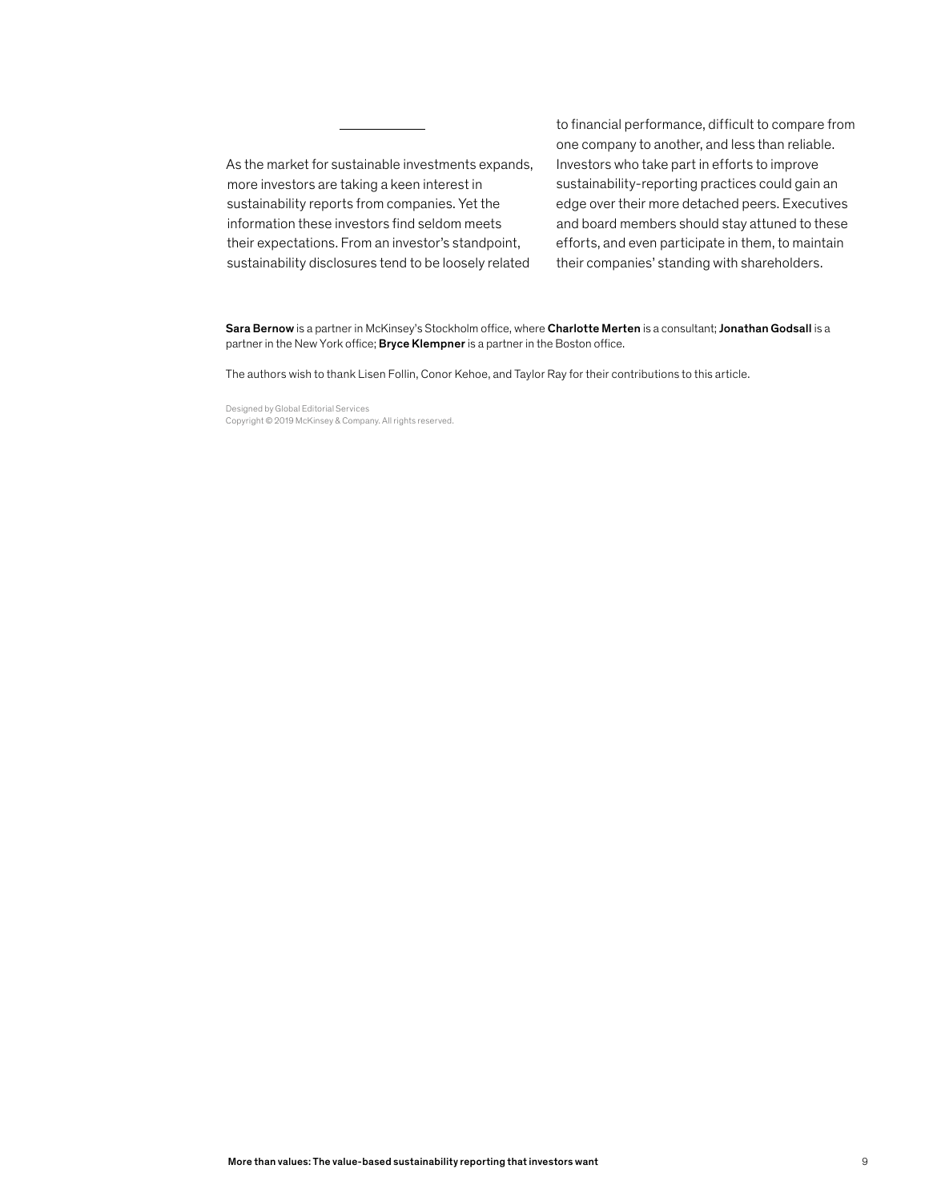As the market for sustainable investments expands, more investors are taking a keen interest in sustainability reports from companies. Yet the information these investors find seldom meets their expectations. From an investor's standpoint, sustainability disclosures tend to be loosely related to financial performance, difficult to compare from one company to another, and less than reliable. Investors who take part in efforts to improve sustainability-reporting practices could gain an edge over their more detached peers. Executives and board members should stay attuned to these efforts, and even participate in them, to maintain their companies' standing with shareholders.

**Sara Bernow** is a partner in McKinsey's Stockholm office, where **Charlotte Merten** is a consultant; **Jonathan Godsall** is a partner in the New York office; **Bryce Klempner** is a partner in the Boston office.

The authors wish to thank Lisen Follin, Conor Kehoe, and Taylor Ray for their contributions to this article.

Designed by Global Editorial Services
Copyright © 2019 McKinsey & Company. All rights reserved.